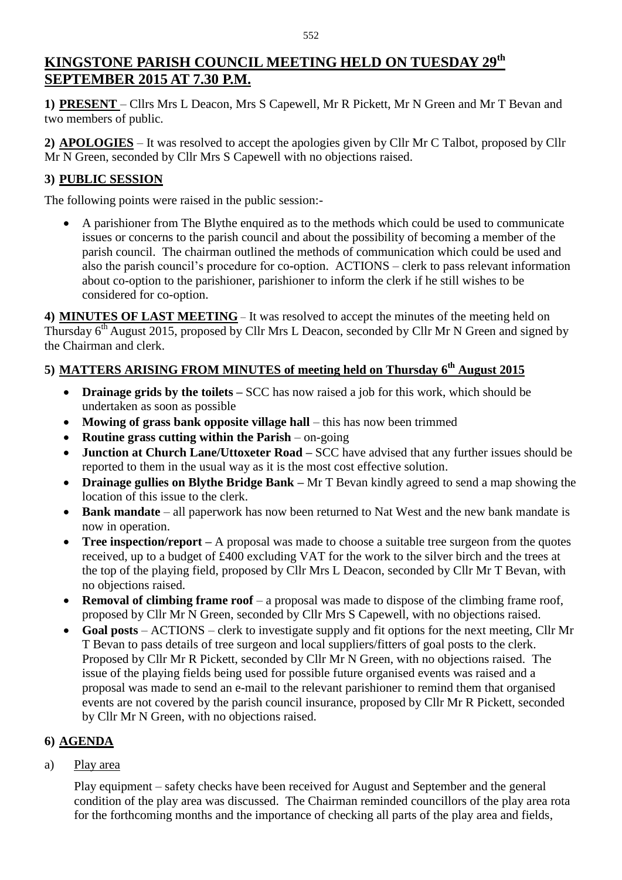# KINGSTONE PARISH COUNCIL MEETING HELD ON TUESDAY 29th SEPTEMBER 2015 AT 7.30 P.M.

**1) PRESENT** – Cllrs Mrs L Deacon, Mrs S Capewell, Mr R Pickett, Mr N Green and Mr T Bevan and two members of public.

**2) APOLOGIES** – It was resolved to accept the apologies given by Cllr Mr C Talbot, proposed by Cllr Mr N Green, seconded by Cllr Mrs S Capewell with no objections raised.

## 3) PUBLIC SESSION

The following points were raised in the public session:-

- A parishioner from The Blythe enquired as to the methods which could be used to communicate issues or concerns to the parish council and about the possibility of becoming a member of the parish council. The chairman outlined the methods of communication which could be used and also the parish council's procedure for co-option. ACTIONS – clerk to pass relevant information about co-option to the parishioner, parishioner to inform the clerk if he still wishes to be considered for co-option.

**4) MINUTES OF LAST MEETING** – It was resolved to accept the minutes of the meeting held on Thursday 6th August 2015, proposed by Cllr Mrs L Deacon, seconded by Cllr Mr N Green and signed by the Chairman and clerk.

## 5) MATTERS ARISING FROM MINUTES of meeting held on Thursday 6th August 2015

- **Drainage grids by the toilets –** SCC has now raised a job for this work, which should be undertaken as soon as possible
- **Mowing of grass bank opposite village hall** – this has now been trimmed
- **Routine grass cutting within the Parish** – on-going
- **Junction at Church Lane/Uttoxeter Road –** SCC have advised that any further issues should be reported to them in the usual way as it is the most cost effective solution.
- **Drainage gullies on Blythe Bridge Bank –** Mr T Bevan kindly agreed to send a map showing the location of this issue to the clerk.
- **Bank mandate** – all paperwork has now been returned to Nat West and the new bank mandate is now in operation.
- **Tree inspection/report –** A proposal was made to choose a suitable tree surgeon from the quotes received, up to a budget of £400 excluding VAT for the work to the silver birch and the trees at the top of the playing field, proposed by Cllr Mrs L Deacon, seconded by Cllr Mr T Bevan, with no objections raised.
- **Removal of climbing frame roof** – a proposal was made to dispose of the climbing frame roof, proposed by Cllr Mr N Green, seconded by Cllr Mrs S Capewell, with no objections raised.
- **Goal posts** – ACTIONS – clerk to investigate supply and fit options for the next meeting, Cllr Mr T Bevan to pass details of tree surgeon and local suppliers/fitters of goal posts to the clerk. Proposed by Cllr Mr R Pickett, seconded by Cllr Mr N Green, with no objections raised. The issue of the playing fields being used for possible future organised events was raised and a proposal was made to send an e-mail to the relevant parishioner to remind them that organised events are not covered by the parish council insurance, proposed by Cllr Mr R Pickett, seconded by Cllr Mr N Green, with no objections raised.

## 6) AGENDA

a) Play area

Play equipment – safety checks have been received for August and September and the general condition of the play area was discussed. The Chairman reminded councillors of the play area rota for the forthcoming months and the importance of checking all parts of the play area and fields,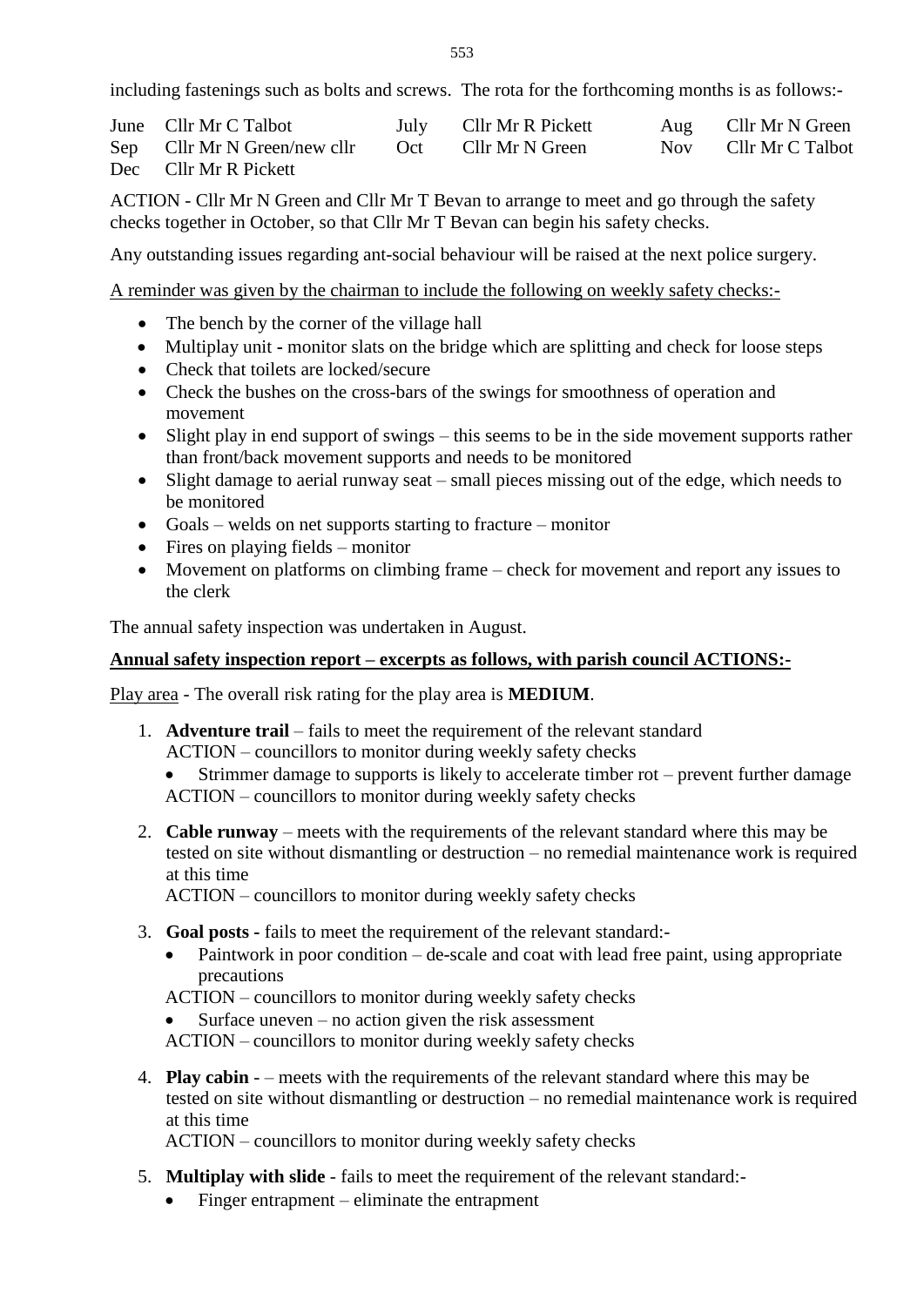including fastenings such as bolts and screws. The rota for the forthcoming months is as follows:-

| | | | | | |
|---|---|---|---|---|---|
| June | Cllr Mr C Talbot | July | Cllr Mr R Pickett | Aug | Cllr Mr N Green |
| Sep | Cllr Mr N Green/new cllr | Oct | Cllr Mr N Green | Nov | Cllr Mr C Talbot |
| Dec | Cllr Mr R Pickett | | | | |

ACTION - Cllr Mr N Green and Cllr Mr T Bevan to arrange to meet and go through the safety checks together in October, so that Cllr Mr T Bevan can begin his safety checks.

Any outstanding issues regarding ant-social behaviour will be raised at the next police surgery.

<u>A reminder was given by the chairman to include the following on weekly safety checks:-</u>

- The bench by the corner of the village hall
- Multiplay unit - monitor slats on the bridge which are splitting and check for loose steps
- Check that toilets are locked/secure
- Check the bushes on the cross-bars of the swings for smoothness of operation and movement
- Slight play in end support of swings – this seems to be in the side movement supports rather than front/back movement supports and needs to be monitored
- Slight damage to aerial runway seat – small pieces missing out of the edge, which needs to be monitored
- Goals – welds on net supports starting to fracture – monitor
- Fires on playing fields – monitor
- Movement on platforms on climbing frame – check for movement and report any issues to the clerk

The annual safety inspection was undertaken in August.

**<u>Annual safety inspection report – excerpts as follows, with parish council ACTIONS:-</u>**

<u>Play area</u> - The overall risk rating for the play area is **MEDIUM**.

1. **Adventure trail** – fails to meet the requirement of the relevant standard
   ACTION – councillors to monitor during weekly safety checks
   - Strimmer damage to supports is likely to accelerate timber rot – prevent further damage
   
   ACTION – councillors to monitor during weekly safety checks

2. **Cable runway** – meets with the requirements of the relevant standard where this may be tested on site without dismantling or destruction – no remedial maintenance work is required at this time
   ACTION – councillors to monitor during weekly safety checks

3. **Goal posts** - fails to meet the requirement of the relevant standard:-
   - Paintwork in poor condition – de-scale and coat with lead free paint, using appropriate precautions
   
   ACTION – councillors to monitor during weekly safety checks
   - Surface uneven – no action given the risk assessment
   
   ACTION – councillors to monitor during weekly safety checks

4. **Play cabin** - – meets with the requirements of the relevant standard where this may be tested on site without dismantling or destruction – no remedial maintenance work is required at this time
   ACTION – councillors to monitor during weekly safety checks

5. **Multiplay with slide** - fails to meet the requirement of the relevant standard:-
   - Finger entrapment – eliminate the entrapment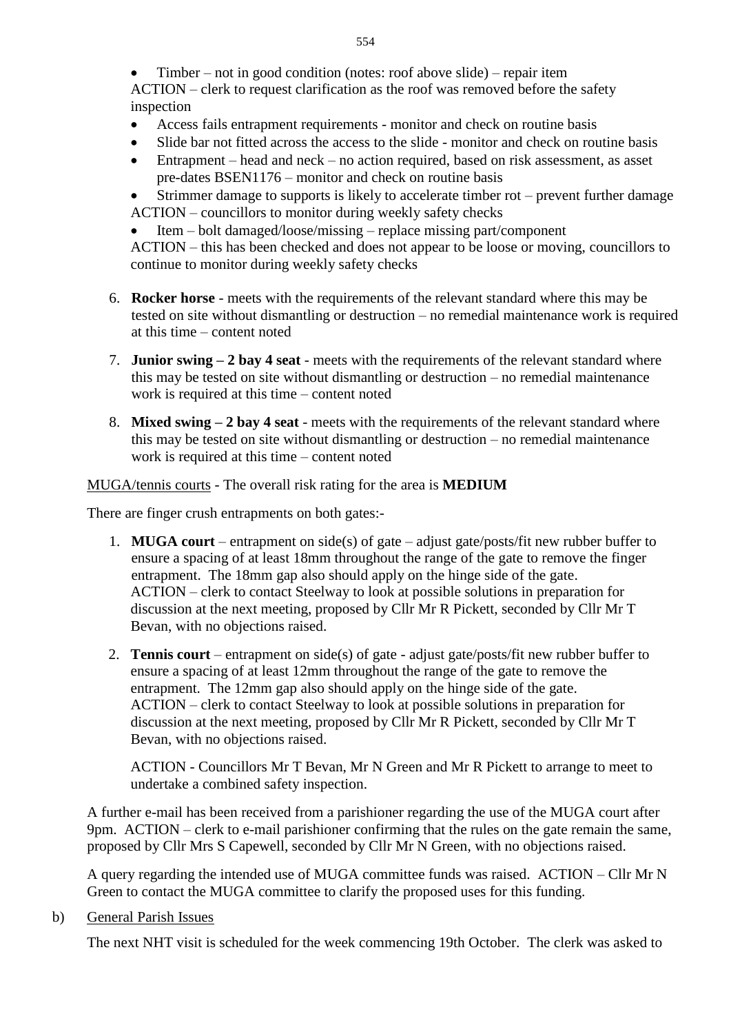- Timber – not in good condition (notes: roof above slide) – repair item

ACTION – clerk to request clarification as the roof was removed before the safety inspection

- Access fails entrapment requirements - monitor and check on routine basis
- Slide bar not fitted across the access to the slide - monitor and check on routine basis
- Entrapment – head and neck – no action required, based on risk assessment, as asset pre-dates BSEN1176 – monitor and check on routine basis
- Strimmer damage to supports is likely to accelerate timber rot – prevent further damage

ACTION – councillors to monitor during weekly safety checks

- Item – bolt damaged/loose/missing – replace missing part/component

ACTION – this has been checked and does not appear to be loose or moving, councillors to continue to monitor during weekly safety checks

6. **Rocker horse** - meets with the requirements of the relevant standard where this may be tested on site without dismantling or destruction – no remedial maintenance work is required at this time – content noted

7. **Junior swing – 2 bay 4 seat** - meets with the requirements of the relevant standard where this may be tested on site without dismantling or destruction – no remedial maintenance work is required at this time – content noted

8. **Mixed swing – 2 bay 4 seat** - meets with the requirements of the relevant standard where this may be tested on site without dismantling or destruction – no remedial maintenance work is required at this time – content noted

MUGA/tennis courts - The overall risk rating for the area is **MEDIUM**

There are finger crush entrapments on both gates:-

1. **MUGA court** – entrapment on side(s) of gate – adjust gate/posts/fit new rubber buffer to ensure a spacing of at least 18mm throughout the range of the gate to remove the finger entrapment. The 18mm gap also should apply on the hinge side of the gate.
   ACTION – clerk to contact Steelway to look at possible solutions in preparation for discussion at the next meeting, proposed by Cllr Mr R Pickett, seconded by Cllr Mr T Bevan, with no objections raised.

2. **Tennis court** – entrapment on side(s) of gate - adjust gate/posts/fit new rubber buffer to ensure a spacing of at least 12mm throughout the range of the gate to remove the entrapment. The 12mm gap also should apply on the hinge side of the gate.
   ACTION – clerk to contact Steelway to look at possible solutions in preparation for discussion at the next meeting, proposed by Cllr Mr R Pickett, seconded by Cllr Mr T Bevan, with no objections raised.

   ACTION - Councillors Mr T Bevan, Mr N Green and Mr R Pickett to arrange to meet to undertake a combined safety inspection.

A further e-mail has been received from a parishioner regarding the use of the MUGA court after 9pm. ACTION – clerk to e-mail parishioner confirming that the rules on the gate remain the same, proposed by Cllr Mrs S Capewell, seconded by Cllr Mr N Green, with no objections raised.

A query regarding the intended use of MUGA committee funds was raised. ACTION – Cllr Mr N Green to contact the MUGA committee to clarify the proposed uses for this funding.

b) General Parish Issues

The next NHT visit is scheduled for the week commencing 19th October. The clerk was asked to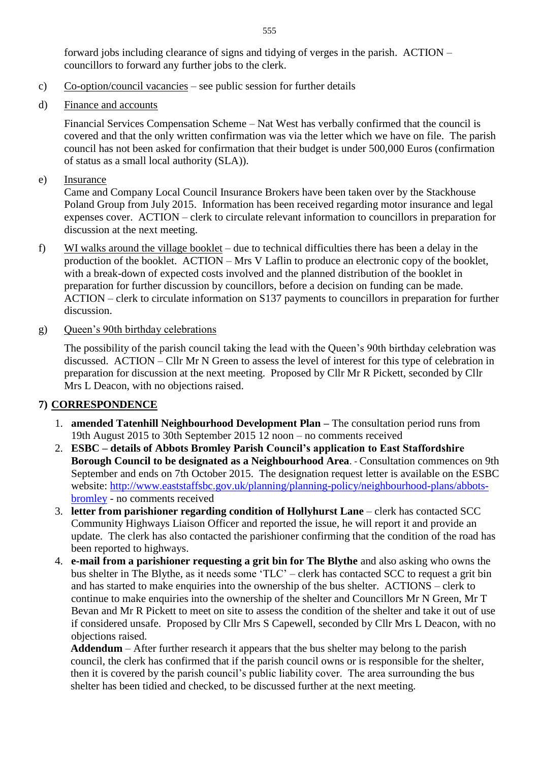forward jobs including clearance of signs and tidying of verges in the parish. ACTION – councillors to forward any further jobs to the clerk.

c) Co-option/council vacancies – see public session for further details

d) Finance and accounts

Financial Services Compensation Scheme – Nat West has verbally confirmed that the council is covered and that the only written confirmation was via the letter which we have on file. The parish council has not been asked for confirmation that their budget is under 500,000 Euros (confirmation of status as a small local authority (SLA)).

e) Insurance

Came and Company Local Council Insurance Brokers have been taken over by the Stackhouse Poland Group from July 2015. Information has been received regarding motor insurance and legal expenses cover. ACTION – clerk to circulate relevant information to councillors in preparation for discussion at the next meeting.

f) WI walks around the village booklet – due to technical difficulties there has been a delay in the production of the booklet. ACTION – Mrs V Laflin to produce an electronic copy of the booklet, with a break-down of expected costs involved and the planned distribution of the booklet in preparation for further discussion by councillors, before a decision on funding can be made. ACTION – clerk to circulate information on S137 payments to councillors in preparation for further discussion.

g) Queen's 90th birthday celebrations

The possibility of the parish council taking the lead with the Queen's 90th birthday celebration was discussed. ACTION – Cllr Mr N Green to assess the level of interest for this type of celebration in preparation for discussion at the next meeting. Proposed by Cllr Mr R Pickett, seconded by Cllr Mrs L Deacon, with no objections raised.

## 7) CORRESPONDENCE

1. **amended Tatenhill Neighbourhood Development Plan –** The consultation period runs from 19th August 2015 to 30th September 2015 12 noon – no comments received
2. **ESBC – details of Abbots Bromley Parish Council's application to East Staffordshire Borough Council to be designated as a Neighbourhood Area**. - Consultation commences on 9th September and ends on 7th October 2015. The designation request letter is available on the ESBC website: [http://www.eaststaffsbc.gov.uk/planning/planning-policy/neighbourhood-plans/abbots-bromley](http://www.eaststaffsbc.gov.uk/planning/planning-policy/neighbourhood-plans/abbots-bromley) - no comments received
3. **letter from parishioner regarding condition of Hollyhurst Lane** – clerk has contacted SCC Community Highways Liaison Officer and reported the issue, he will report it and provide an update. The clerk has also contacted the parishioner confirming that the condition of the road has been reported to highways.
4. **e-mail from a parishioner requesting a grit bin for The Blythe** and also asking who owns the bus shelter in The Blythe, as it needs some 'TLC' – clerk has contacted SCC to request a grit bin and has started to make enquiries into the ownership of the bus shelter. ACTIONS – clerk to continue to make enquiries into the ownership of the shelter and Councillors Mr N Green, Mr T Bevan and Mr R Pickett to meet on site to assess the condition of the shelter and take it out of use if considered unsafe. Proposed by Cllr Mrs S Capewell, seconded by Cllr Mrs L Deacon, with no objections raised.
   **Addendum** – After further research it appears that the bus shelter may belong to the parish council, the clerk has confirmed that if the parish council owns or is responsible for the shelter, then it is covered by the parish council's public liability cover. The area surrounding the bus shelter has been tidied and checked, to be discussed further at the next meeting.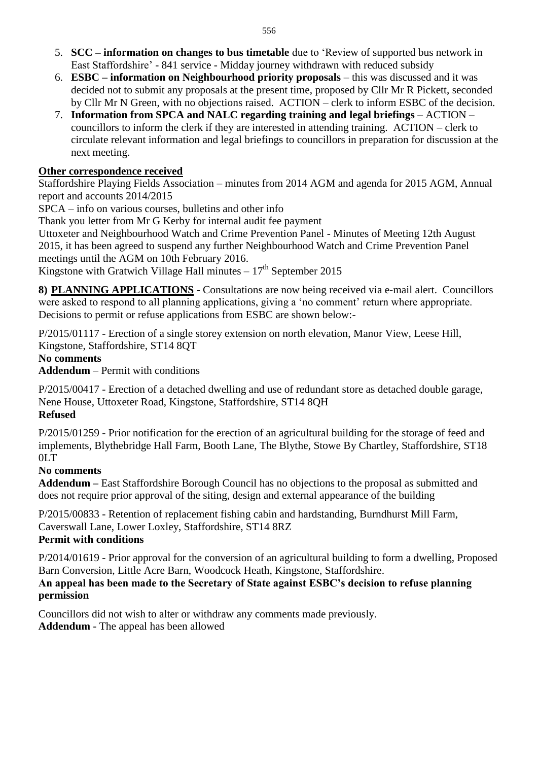5. **SCC – information on changes to bus timetable** due to 'Review of supported bus network in East Staffordshire' - 841 service - Midday journey withdrawn with reduced subsidy
6. **ESBC – information on Neighbourhood priority proposals** – this was discussed and it was decided not to submit any proposals at the present time, proposed by Cllr Mr R Pickett, seconded by Cllr Mr N Green, with no objections raised. ACTION – clerk to inform ESBC of the decision.
7. **Information from SPCA and NALC regarding training and legal briefings** – ACTION – councillors to inform the clerk if they are interested in attending training. ACTION – clerk to circulate relevant information and legal briefings to councillors in preparation for discussion at the next meeting.

**Other correspondence received**

Staffordshire Playing Fields Association – minutes from 2014 AGM and agenda for 2015 AGM, Annual report and accounts 2014/2015

SPCA – info on various courses, bulletins and other info

Thank you letter from Mr G Kerby for internal audit fee payment

Uttoxeter and Neighbourhood Watch and Crime Prevention Panel - Minutes of Meeting 12th August 2015, it has been agreed to suspend any further Neighbourhood Watch and Crime Prevention Panel meetings until the AGM on 10th February 2016.

Kingstone with Gratwich Village Hall minutes – 17th September 2015

**8) PLANNING APPLICATIONS** - Consultations are now being received via e-mail alert. Councillors were asked to respond to all planning applications, giving a 'no comment' return where appropriate. Decisions to permit or refuse applications from ESBC are shown below:-

P/2015/01117 - Erection of a single storey extension on north elevation, Manor View, Leese Hill, Kingstone, Staffordshire, ST14 8QT

**No comments**

**Addendum** – Permit with conditions

P/2015/00417 - Erection of a detached dwelling and use of redundant store as detached double garage, Nene House, Uttoxeter Road, Kingstone, Staffordshire, ST14 8QH

**Refused**

P/2015/01259 - Prior notification for the erection of an agricultural building for the storage of feed and implements, Blythebridge Hall Farm, Booth Lane, The Blythe, Stowe By Chartley, Staffordshire, ST18 0LT

**No comments**

**Addendum –** East Staffordshire Borough Council has no objections to the proposal as submitted and does not require prior approval of the siting, design and external appearance of the building

P/2015/00833 - Retention of replacement fishing cabin and hardstanding, Burndhurst Mill Farm, Caverswall Lane, Lower Loxley, Staffordshire, ST14 8RZ

**Permit with conditions**

P/2014/01619 - Prior approval for the conversion of an agricultural building to form a dwelling, Proposed Barn Conversion, Little Acre Barn, Woodcock Heath, Kingstone, Staffordshire.

**An appeal has been made to the Secretary of State against ESBC's decision to refuse planning permission**

Councillors did not wish to alter or withdraw any comments made previously.

**Addendum** - The appeal has been allowed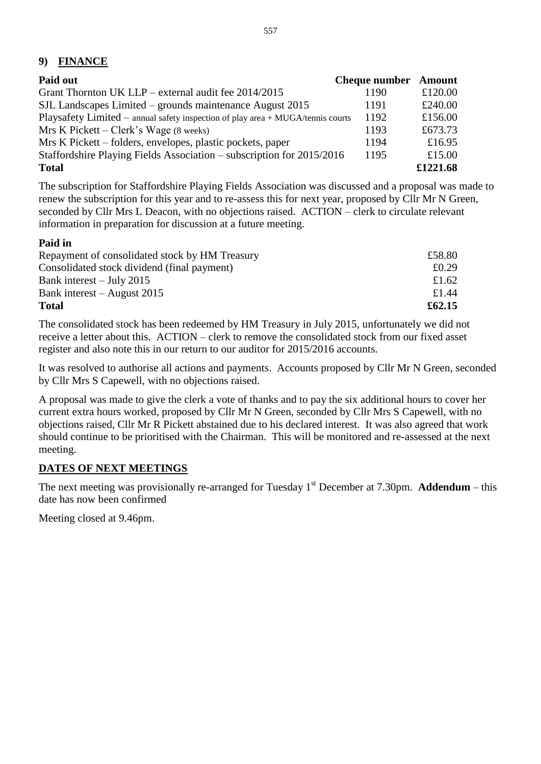## 9) FINANCE

| Paid out | Cheque number | Amount |
|---|---|---|
| Grant Thornton UK LLP – external audit fee 2014/2015 | 1190 | £120.00 |
| SJL Landscapes Limited – grounds maintenance August 2015 | 1191 | £240.00 |
| Playsafety Limited – annual safety inspection of play area + MUGA/tennis courts | 1192 | £156.00 |
| Mrs K Pickett – Clerk's Wage (8 weeks) | 1193 | £673.73 |
| Mrs K Pickett – folders, envelopes, plastic pockets, paper | 1194 | £16.95 |
| Staffordshire Playing Fields Association – subscription for 2015/2016 | 1195 | £15.00 |
| **Total** | | **£1221.68** |

The subscription for Staffordshire Playing Fields Association was discussed and a proposal was made to renew the subscription for this year and to re-assess this for next year, proposed by Cllr Mr N Green, seconded by Cllr Mrs L Deacon, with no objections raised. ACTION – clerk to circulate relevant information in preparation for discussion at a future meeting.

| Paid in | |
|---|---|
| Repayment of consolidated stock by HM Treasury | £58.80 |
| Consolidated stock dividend (final payment) | £0.29 |
| Bank interest – July 2015 | £1.62 |
| Bank interest – August 2015 | £1.44 |
| **Total** | **£62.15** |

The consolidated stock has been redeemed by HM Treasury in July 2015, unfortunately we did not receive a letter about this. ACTION – clerk to remove the consolidated stock from our fixed asset register and also note this in our return to our auditor for 2015/2016 accounts.

It was resolved to authorise all actions and payments. Accounts proposed by Cllr Mr N Green, seconded by Cllr Mrs S Capewell, with no objections raised.

A proposal was made to give the clerk a vote of thanks and to pay the six additional hours to cover her current extra hours worked, proposed by Cllr Mr N Green, seconded by Cllr Mrs S Capewell, with no objections raised, Cllr Mr R Pickett abstained due to his declared interest. It was also agreed that work should continue to be prioritised with the Chairman. This will be monitored and re-assessed at the next meeting.

## DATES OF NEXT MEETINGS

The next meeting was provisionally re-arranged for Tuesday 1st December at 7.30pm. **Addendum** – this date has now been confirmed

Meeting closed at 9.46pm.